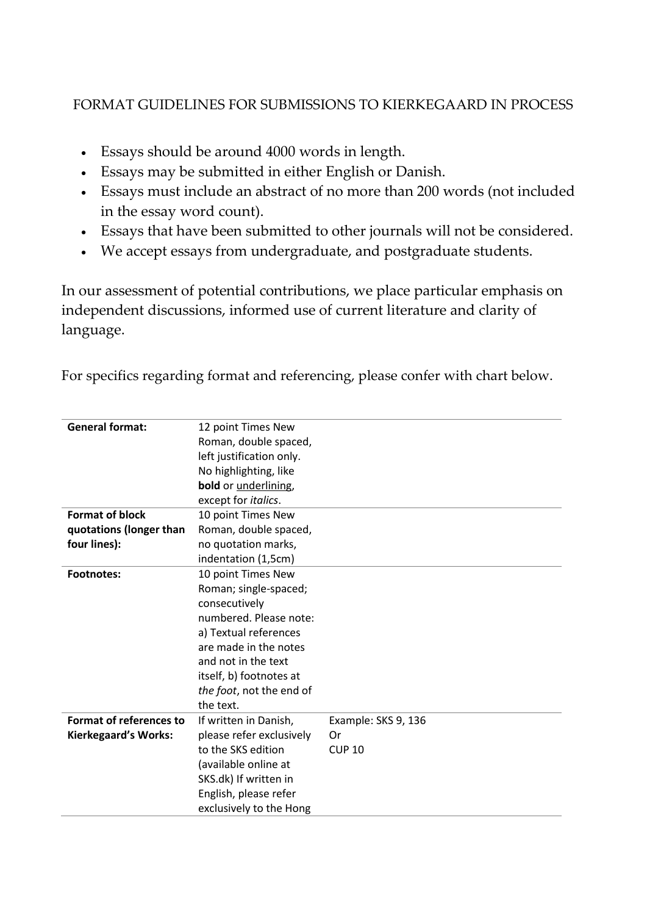# FORMAT GUIDELINES FOR SUBMISSIONS TO KIERKEGAARD IN PROCESS

- Essays should be around 4000 words in length.
- Essays may be submitted in either English or Danish.
- Essays must include an abstract of no more than 200 words (not included in the essay word count).
- Essays that have been submitted to other journals will not be considered.
- We accept essays from undergraduate, and postgraduate students.

In our assessment of potential contributions, we place particular emphasis on independent discussions, informed use of current literature and clarity of language.

For specifics regarding format and referencing, please confer with chart below.

| | | |
|---|---|---|
| **General format:** | 12 point Times New Roman, double spaced, left justification only. No highlighting, like **bold** or <u>underlining</u>, except for *italics*. | |
| **Format of block quotations (longer than four lines):** | 10 point Times New Roman, double spaced, no quotation marks, indentation (1,5cm) | |
| **Footnotes:** | 10 point Times New Roman; single-spaced; consecutively numbered. Please note: a) Textual references are made in the notes and not in the text itself, b) footnotes at *the foot*, not the end of the text. | |
| **Format of references to Kierkegaard's Works:** | If written in Danish, please refer exclusively to the SKS edition (available online at SKS.dk) If written in English, please refer exclusively to the Hong | Example: SKS 9, 136<br>Or<br>CUP 10 |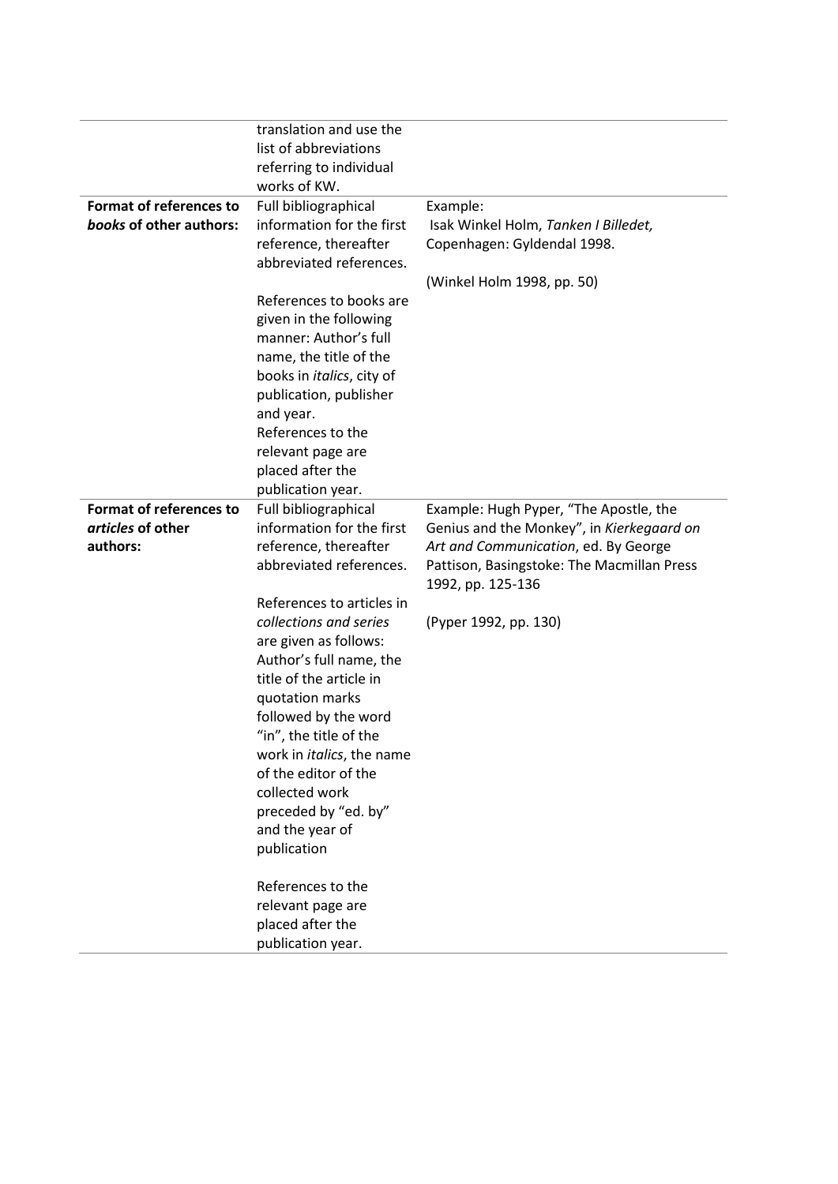| | | |
|---|---|---|
| | translation and use the list of abbreviations referring to individual works of KW. | |
| **Format of references to *books* of other authors:** | Full bibliographical information for the first reference, thereafter abbreviated references.<br><br>References to books are given in the following manner: Author's full name, the title of the books in *italics*, city of publication, publisher and year.<br>References to the relevant page are placed after the publication year. | Example:<br>Isak Winkel Holm, *Tanken I Billedet,* Copenhagen: Gyldendal 1998.<br><br>(Winkel Holm 1998, pp. 50) |
| **Format of references to *articles* of other authors:** | Full bibliographical information for the first reference, thereafter abbreviated references.<br><br>References to articles in *collections and series* are given as follows: Author's full name, the title of the article in quotation marks followed by the word "in", the title of the work in *italics*, the name of the editor of the collected work preceded by "ed. by" and the year of publication<br><br>References to the relevant page are placed after the publication year. | Example: Hugh Pyper, "The Apostle, the Genius and the Monkey", in *Kierkegaard on Art and Communication*, ed. By George Pattison, Basingstoke: The Macmillan Press 1992, pp. 125-136<br><br>(Pyper 1992, pp. 130) |